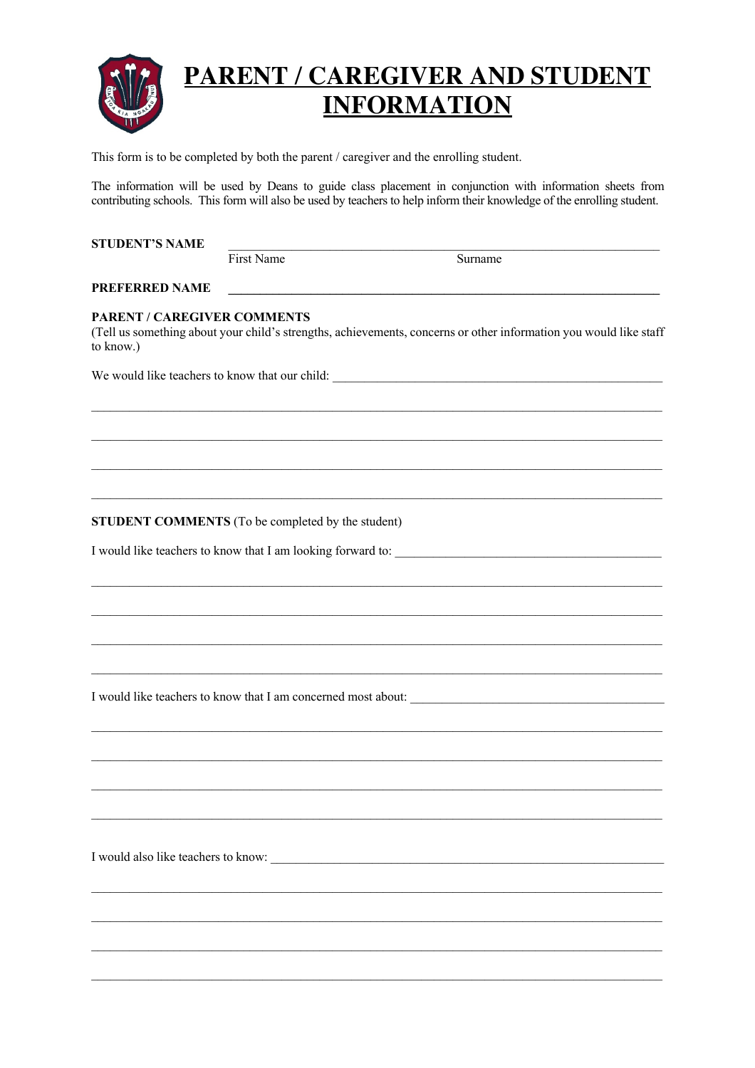# PARENT / CAREGIVER AND STUDENT INFORMATION

This form is to be completed by both the parent / caregiver and the enrolling student.

The information will be used by Deans to guide class placement in conjunction with information sheets from contributing schools. This form will also be used by teachers to help inform their knowledge of the enrolling student.

**STUDENT'S NAME** ____________________________________________

First Name Surname

**PREFERRED NAME** ____________________________________________

**PARENT / CAREGIVER COMMENTS**
(Tell us something about your child's strengths, achievements, concerns or other information you would like staff to know.)

We would like teachers to know that our child: ____________________________________________

____________________________________________

____________________________________________

____________________________________________

____________________________________________

**STUDENT COMMENTS** (To be completed by the student)

I would like teachers to know that I am looking forward to: ____________________________________________

____________________________________________

____________________________________________

____________________________________________

____________________________________________

I would like teachers to know that I am concerned most about: ____________________________________________

____________________________________________

____________________________________________

____________________________________________

____________________________________________

I would also like teachers to know: ____________________________________________

____________________________________________

____________________________________________

____________________________________________

____________________________________________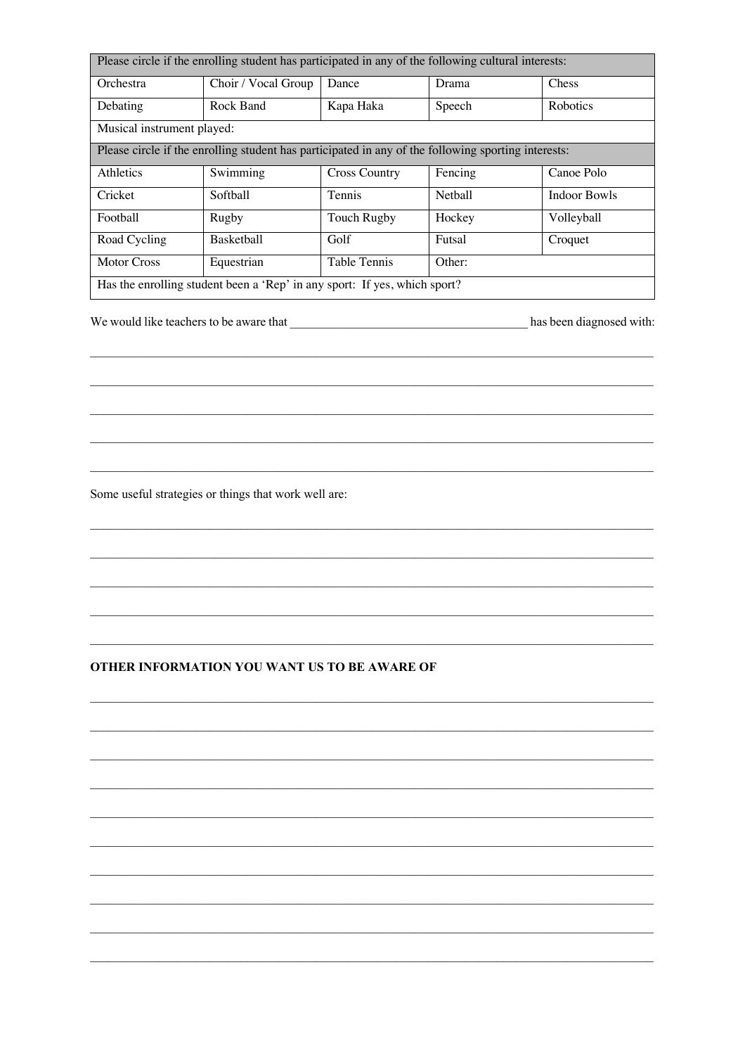| | | | | |
|---|---|---|---|---|
| Please circle if the enrolling student has participated in any of the following cultural interests: | | | | |
| Orchestra | Choir / Vocal Group | Dance | Drama | Chess |
| Debating | Rock Band | Kapa Haka | Speech | Robotics |
| Musical instrument played: | | | | |
| Please circle if the enrolling student has participated in any of the following sporting interests: | | | | |
| Athletics | Swimming | Cross Country | Fencing | Canoe Polo |
| Cricket | Softball | Tennis | Netball | Indoor Bowls |
| Football | Rugby | Touch Rugby | Hockey | Volleyball |
| Road Cycling | Basketball | Golf | Futsal | Croquet |
| Motor Cross | Equestrian | Table Tennis | Other: | |
| Has the enrolling student been a 'Rep' in any sport: If yes, which sport? | | | | |

We would like teachers to be aware that ______________________________________ has been diagnosed with:

_______________________________________________________________________________________

_______________________________________________________________________________________

_______________________________________________________________________________________

_______________________________________________________________________________________

_______________________________________________________________________________________

Some useful strategies or things that work well are:

_______________________________________________________________________________________

_______________________________________________________________________________________

_______________________________________________________________________________________

_______________________________________________________________________________________

_______________________________________________________________________________________

**OTHER INFORMATION YOU WANT US TO BE AWARE OF**

_______________________________________________________________________________________

_______________________________________________________________________________________

_______________________________________________________________________________________

_______________________________________________________________________________________

_______________________________________________________________________________________

_______________________________________________________________________________________

_______________________________________________________________________________________

_______________________________________________________________________________________

_______________________________________________________________________________________

_______________________________________________________________________________________